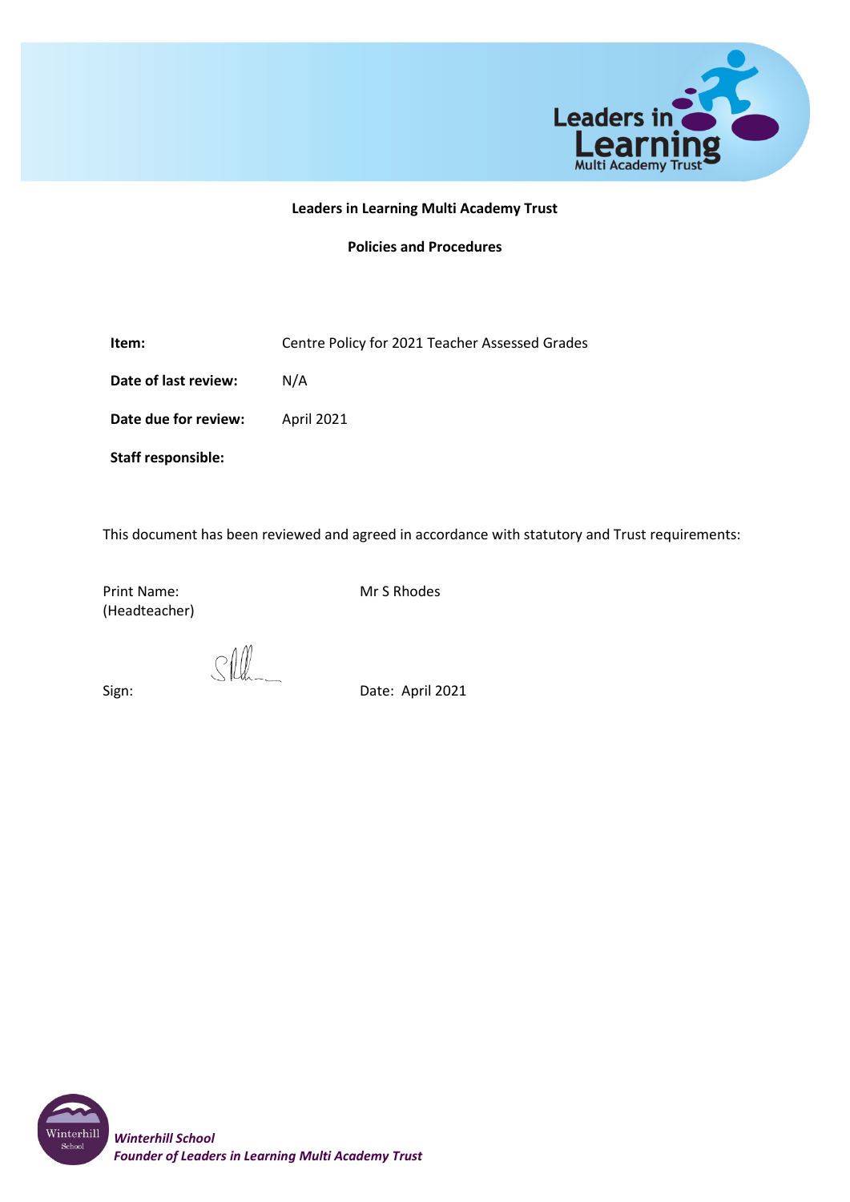**Leaders in Learning Multi Academy Trust**

**Policies and Procedures**

| | |
|---|---|
| **Item:** | Centre Policy for 2021 Teacher Assessed Grades |
| **Date of last review:** | N/A |
| **Date due for review:** | April 2021 |
| **Staff responsible:** | |

This document has been reviewed and agreed in accordance with statutory and Trust requirements:

Print Name: (Headteacher) Mr S Rhodes

Sign:

Date: April 2021

***Winterhill School***
***Founder of Leaders in Learning Multi Academy Trust***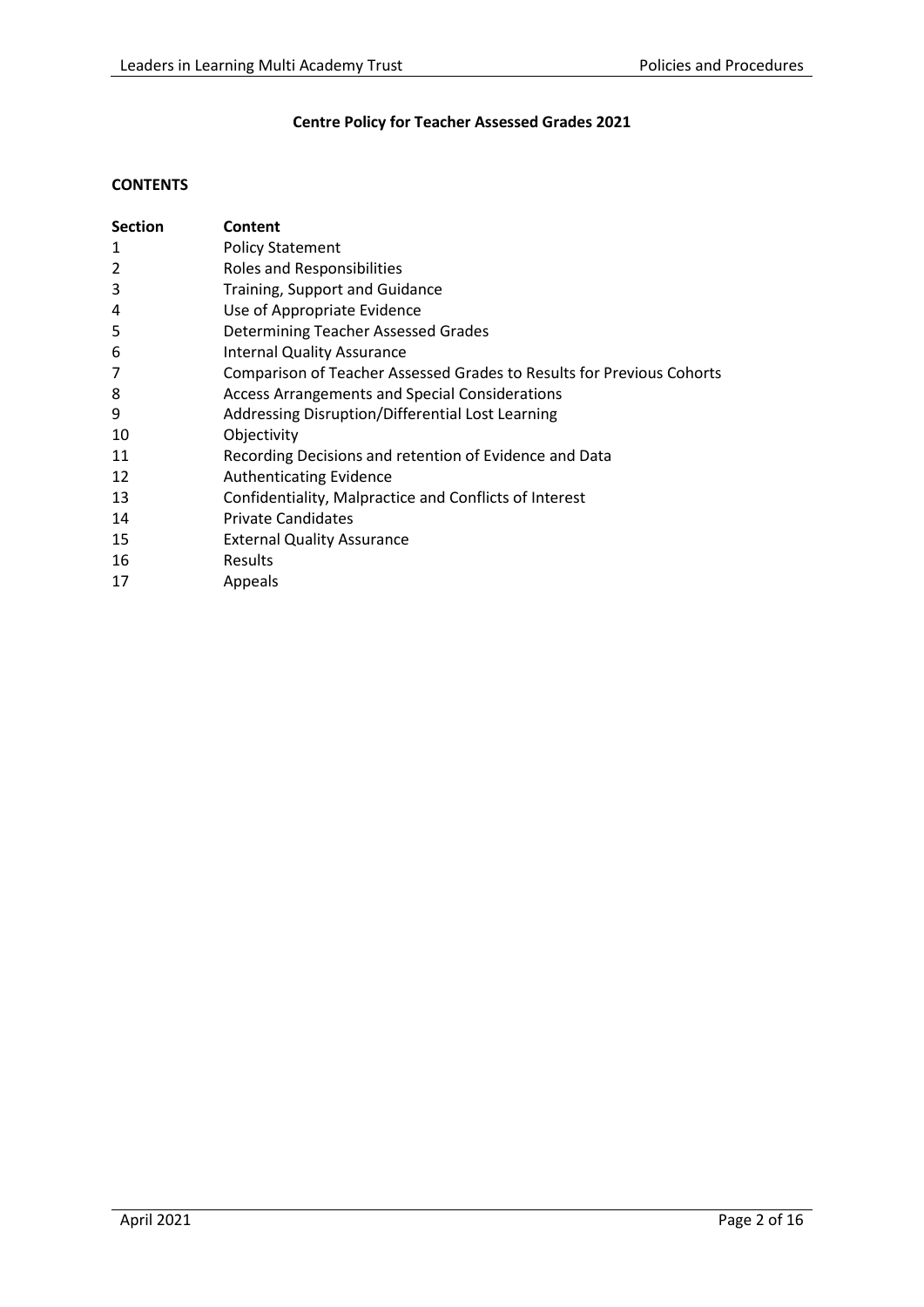**Centre Policy for Teacher Assessed Grades 2021**

**CONTENTS**

| Section | Content |
|---|---|
| 1 | Policy Statement |
| 2 | Roles and Responsibilities |
| 3 | Training, Support and Guidance |
| 4 | Use of Appropriate Evidence |
| 5 | Determining Teacher Assessed Grades |
| 6 | Internal Quality Assurance |
| 7 | Comparison of Teacher Assessed Grades to Results for Previous Cohorts |
| 8 | Access Arrangements and Special Considerations |
| 9 | Addressing Disruption/Differential Lost Learning |
| 10 | Objectivity |
| 11 | Recording Decisions and retention of Evidence and Data |
| 12 | Authenticating Evidence |
| 13 | Confidentiality, Malpractice and Conflicts of Interest |
| 14 | Private Candidates |
| 15 | External Quality Assurance |
| 16 | Results |
| 17 | Appeals |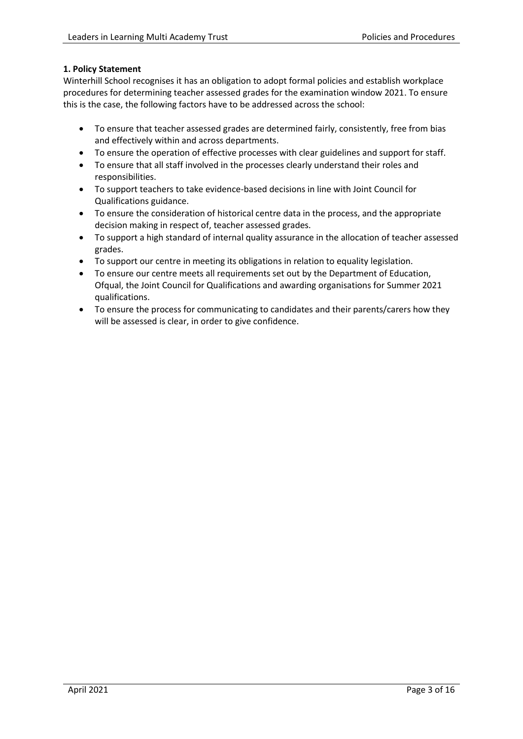**1. Policy Statement**

Winterhill School recognises it has an obligation to adopt formal policies and establish workplace procedures for determining teacher assessed grades for the examination window 2021. To ensure this is the case, the following factors have to be addressed across the school:

- To ensure that teacher assessed grades are determined fairly, consistently, free from bias and effectively within and across departments.
- To ensure the operation of effective processes with clear guidelines and support for staff.
- To ensure that all staff involved in the processes clearly understand their roles and responsibilities.
- To support teachers to take evidence-based decisions in line with Joint Council for Qualifications guidance.
- To ensure the consideration of historical centre data in the process, and the appropriate decision making in respect of, teacher assessed grades.
- To support a high standard of internal quality assurance in the allocation of teacher assessed grades.
- To support our centre in meeting its obligations in relation to equality legislation.
- To ensure our centre meets all requirements set out by the Department of Education, Ofqual, the Joint Council for Qualifications and awarding organisations for Summer 2021 qualifications.
- To ensure the process for communicating to candidates and their parents/carers how they will be assessed is clear, in order to give confidence.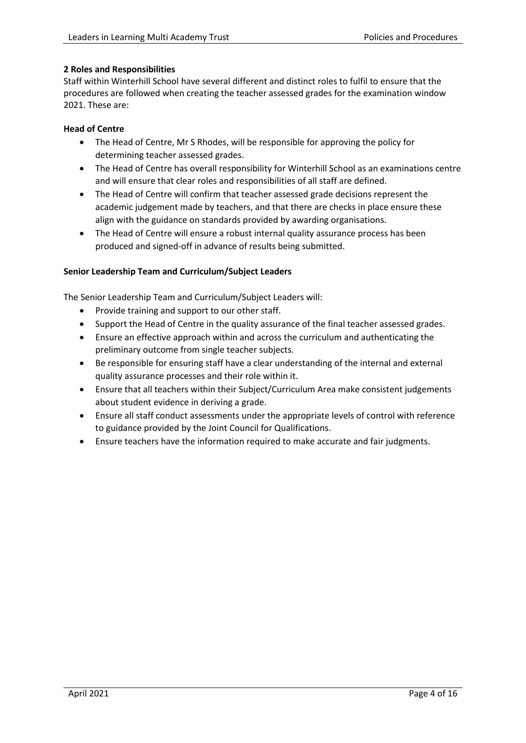## 2 Roles and Responsibilities

Staff within Winterhill School have several different and distinct roles to fulfil to ensure that the procedures are followed when creating the teacher assessed grades for the examination window 2021. These are:

### Head of Centre

- The Head of Centre, Mr S Rhodes, will be responsible for approving the policy for determining teacher assessed grades.
- The Head of Centre has overall responsibility for Winterhill School as an examinations centre and will ensure that clear roles and responsibilities of all staff are defined.
- The Head of Centre will confirm that teacher assessed grade decisions represent the academic judgement made by teachers, and that there are checks in place ensure these align with the guidance on standards provided by awarding organisations.
- The Head of Centre will ensure a robust internal quality assurance process has been produced and signed-off in advance of results being submitted.

### Senior Leadership Team and Curriculum/Subject Leaders

The Senior Leadership Team and Curriculum/Subject Leaders will:

- Provide training and support to our other staff.
- Support the Head of Centre in the quality assurance of the final teacher assessed grades.
- Ensure an effective approach within and across the curriculum and authenticating the preliminary outcome from single teacher subjects.
- Be responsible for ensuring staff have a clear understanding of the internal and external quality assurance processes and their role within it.
- Ensure that all teachers within their Subject/Curriculum Area make consistent judgements about student evidence in deriving a grade.
- Ensure all staff conduct assessments under the appropriate levels of control with reference to guidance provided by the Joint Council for Qualifications.
- Ensure teachers have the information required to make accurate and fair judgments.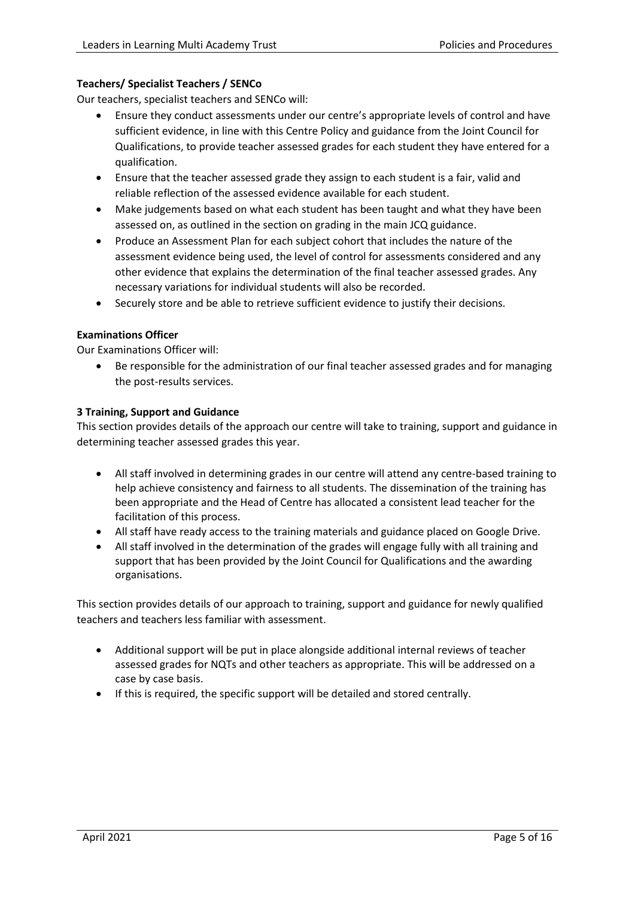**Teachers/ Specialist Teachers / SENCo**

Our teachers, specialist teachers and SENCo will:

- Ensure they conduct assessments under our centre's appropriate levels of control and have sufficient evidence, in line with this Centre Policy and guidance from the Joint Council for Qualifications, to provide teacher assessed grades for each student they have entered for a qualification.
- Ensure that the teacher assessed grade they assign to each student is a fair, valid and reliable reflection of the assessed evidence available for each student.
- Make judgements based on what each student has been taught and what they have been assessed on, as outlined in the section on grading in the main JCQ guidance.
- Produce an Assessment Plan for each subject cohort that includes the nature of the assessment evidence being used, the level of control for assessments considered and any other evidence that explains the determination of the final teacher assessed grades. Any necessary variations for individual students will also be recorded.
- Securely store and be able to retrieve sufficient evidence to justify their decisions.

**Examinations Officer**

Our Examinations Officer will:

- Be responsible for the administration of our final teacher assessed grades and for managing the post-results services.

**3 Training, Support and Guidance**

This section provides details of the approach our centre will take to training, support and guidance in determining teacher assessed grades this year.

- All staff involved in determining grades in our centre will attend any centre-based training to help achieve consistency and fairness to all students. The dissemination of the training has been appropriate and the Head of Centre has allocated a consistent lead teacher for the facilitation of this process.
- All staff have ready access to the training materials and guidance placed on Google Drive.
- All staff involved in the determination of the grades will engage fully with all training and support that has been provided by the Joint Council for Qualifications and the awarding organisations.

This section provides details of our approach to training, support and guidance for newly qualified teachers and teachers less familiar with assessment.

- Additional support will be put in place alongside additional internal reviews of teacher assessed grades for NQTs and other teachers as appropriate. This will be addressed on a case by case basis.
- If this is required, the specific support will be detailed and stored centrally.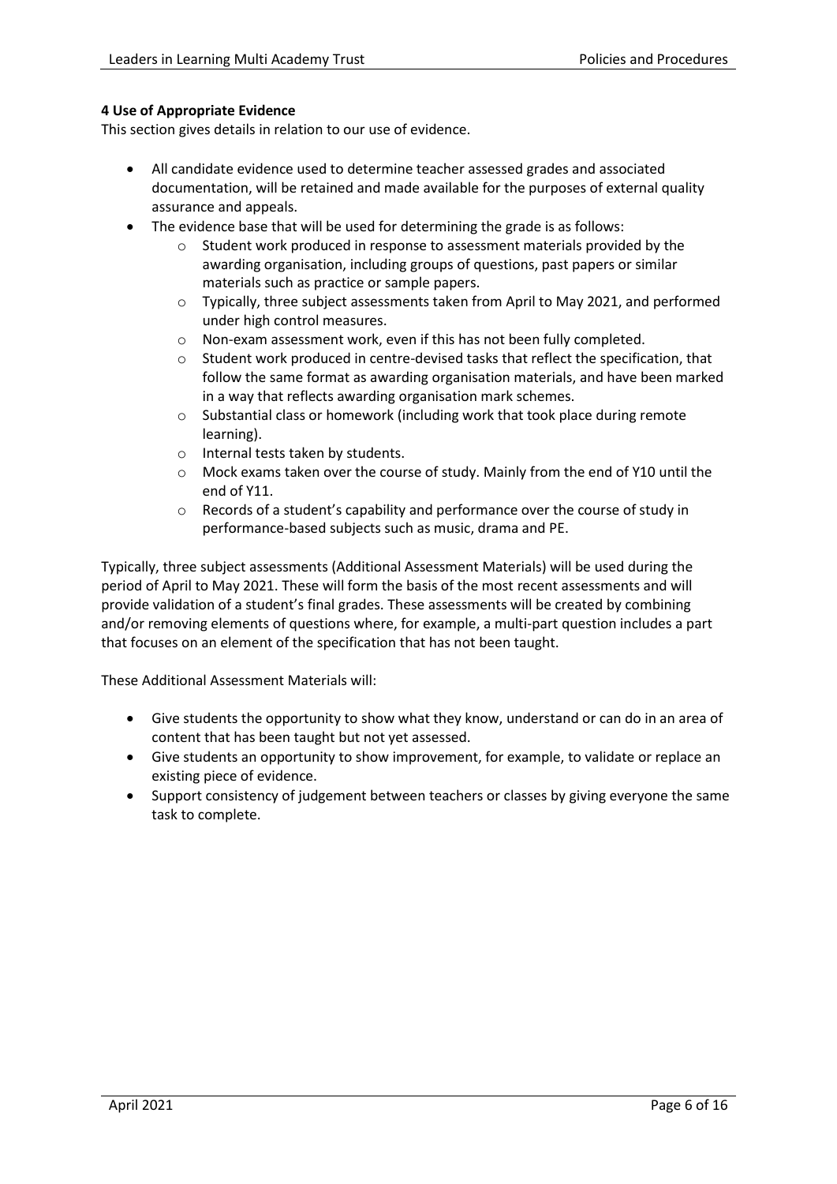#### 4 Use of Appropriate Evidence

This section gives details in relation to our use of evidence.

- All candidate evidence used to determine teacher assessed grades and associated documentation, will be retained and made available for the purposes of external quality assurance and appeals.
- The evidence base that will be used for determining the grade is as follows:
  - Student work produced in response to assessment materials provided by the awarding organisation, including groups of questions, past papers or similar materials such as practice or sample papers.
  - Typically, three subject assessments taken from April to May 2021, and performed under high control measures.
  - Non-exam assessment work, even if this has not been fully completed.
  - Student work produced in centre-devised tasks that reflect the specification, that follow the same format as awarding organisation materials, and have been marked in a way that reflects awarding organisation mark schemes.
  - Substantial class or homework (including work that took place during remote learning).
  - Internal tests taken by students.
  - Mock exams taken over the course of study. Mainly from the end of Y10 until the end of Y11.
  - Records of a student's capability and performance over the course of study in performance-based subjects such as music, drama and PE.

Typically, three subject assessments (Additional Assessment Materials) will be used during the period of April to May 2021. These will form the basis of the most recent assessments and will provide validation of a student's final grades. These assessments will be created by combining and/or removing elements of questions where, for example, a multi-part question includes a part that focuses on an element of the specification that has not been taught.

These Additional Assessment Materials will:

- Give students the opportunity to show what they know, understand or can do in an area of content that has been taught but not yet assessed.
- Give students an opportunity to show improvement, for example, to validate or replace an existing piece of evidence.
- Support consistency of judgement between teachers or classes by giving everyone the same task to complete.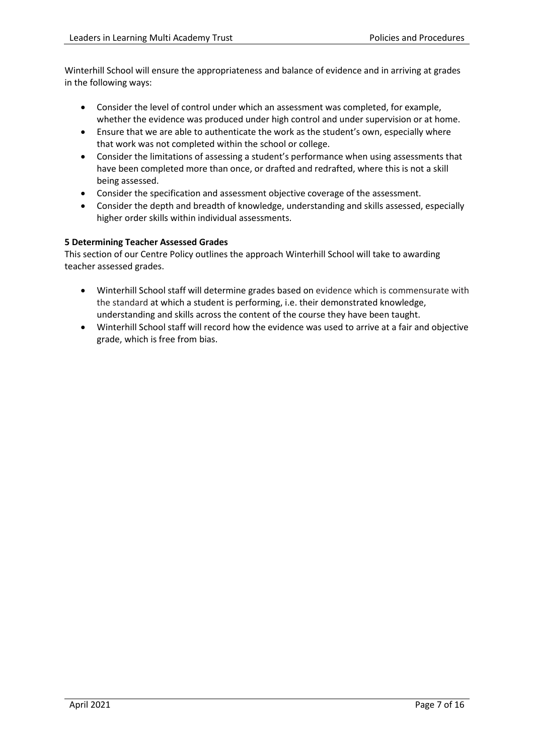Winterhill School will ensure the appropriateness and balance of evidence and in arriving at grades in the following ways:

- Consider the level of control under which an assessment was completed, for example, whether the evidence was produced under high control and under supervision or at home.
- Ensure that we are able to authenticate the work as the student's own, especially where that work was not completed within the school or college.
- Consider the limitations of assessing a student's performance when using assessments that have been completed more than once, or drafted and redrafted, where this is not a skill being assessed.
- Consider the specification and assessment objective coverage of the assessment.
- Consider the depth and breadth of knowledge, understanding and skills assessed, especially higher order skills within individual assessments.

**5 Determining Teacher Assessed Grades**

This section of our Centre Policy outlines the approach Winterhill School will take to awarding teacher assessed grades.

- Winterhill School staff will determine grades based on evidence which is commensurate with the standard at which a student is performing, i.e. their demonstrated knowledge, understanding and skills across the content of the course they have been taught.
- Winterhill School staff will record how the evidence was used to arrive at a fair and objective grade, which is free from bias.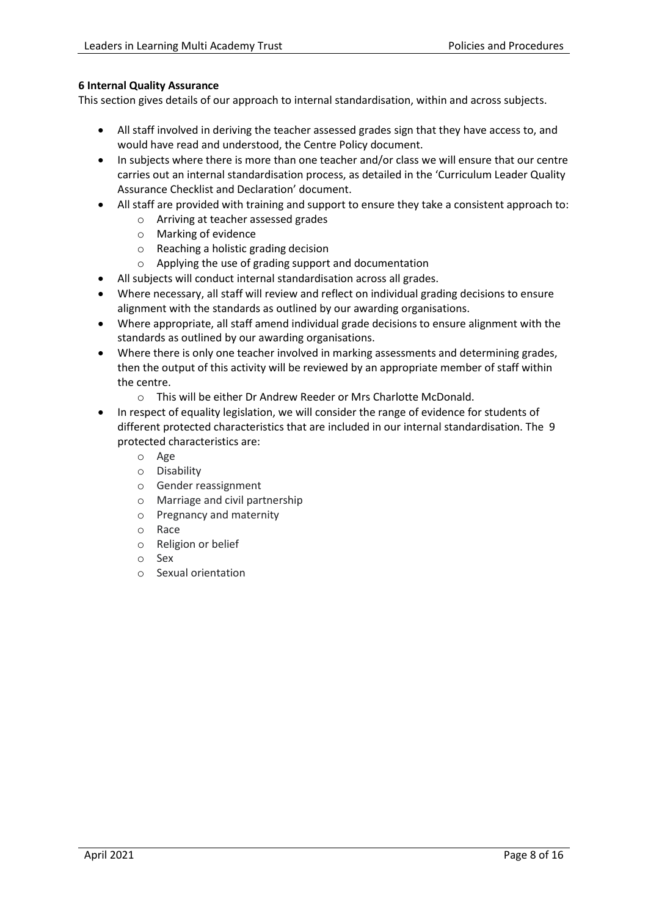**6 Internal Quality Assurance**

This section gives details of our approach to internal standardisation, within and across subjects.

- All staff involved in deriving the teacher assessed grades sign that they have access to, and would have read and understood, the Centre Policy document.
- In subjects where there is more than one teacher and/or class we will ensure that our centre carries out an internal standardisation process, as detailed in the 'Curriculum Leader Quality Assurance Checklist and Declaration' document.
- All staff are provided with training and support to ensure they take a consistent approach to:
    - Arriving at teacher assessed grades
    - Marking of evidence
    - Reaching a holistic grading decision
    - Applying the use of grading support and documentation
- All subjects will conduct internal standardisation across all grades.
- Where necessary, all staff will review and reflect on individual grading decisions to ensure alignment with the standards as outlined by our awarding organisations.
- Where appropriate, all staff amend individual grade decisions to ensure alignment with the standards as outlined by our awarding organisations.
- Where there is only one teacher involved in marking assessments and determining grades, then the output of this activity will be reviewed by an appropriate member of staff within the centre.
    - This will be either Dr Andrew Reeder or Mrs Charlotte McDonald.
- In respect of equality legislation, we will consider the range of evidence for students of different protected characteristics that are included in our internal standardisation. The 9 protected characteristics are:
    - Age
    - Disability
    - Gender reassignment
    - Marriage and civil partnership
    - Pregnancy and maternity
    - Race
    - Religion or belief
    - Sex
    - Sexual orientation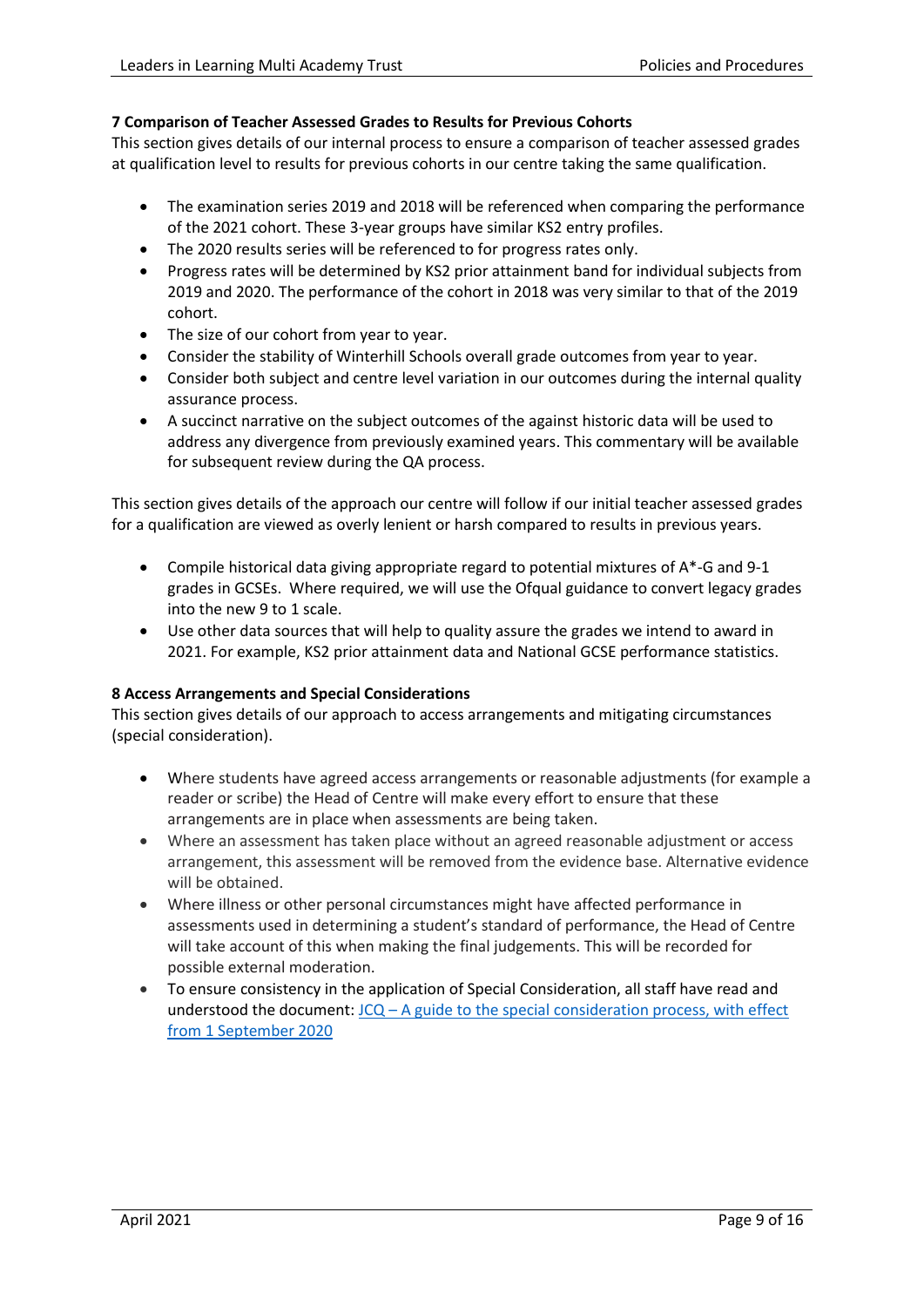### 7 Comparison of Teacher Assessed Grades to Results for Previous Cohorts

This section gives details of our internal process to ensure a comparison of teacher assessed grades at qualification level to results for previous cohorts in our centre taking the same qualification.

- The examination series 2019 and 2018 will be referenced when comparing the performance of the 2021 cohort. These 3-year groups have similar KS2 entry profiles.
- The 2020 results series will be referenced to for progress rates only.
- Progress rates will be determined by KS2 prior attainment band for individual subjects from 2019 and 2020. The performance of the cohort in 2018 was very similar to that of the 2019 cohort.
- The size of our cohort from year to year.
- Consider the stability of Winterhill Schools overall grade outcomes from year to year.
- Consider both subject and centre level variation in our outcomes during the internal quality assurance process.
- A succinct narrative on the subject outcomes of the against historic data will be used to address any divergence from previously examined years. This commentary will be available for subsequent review during the QA process.

This section gives details of the approach our centre will follow if our initial teacher assessed grades for a qualification are viewed as overly lenient or harsh compared to results in previous years.

- Compile historical data giving appropriate regard to potential mixtures of A*-G and 9-1 grades in GCSEs. Where required, we will use the Ofqual guidance to convert legacy grades into the new 9 to 1 scale.
- Use other data sources that will help to quality assure the grades we intend to award in 2021. For example, KS2 prior attainment data and National GCSE performance statistics.

### 8 Access Arrangements and Special Considerations

This section gives details of our approach to access arrangements and mitigating circumstances (special consideration).

- Where students have agreed access arrangements or reasonable adjustments (for example a reader or scribe) the Head of Centre will make every effort to ensure that these arrangements are in place when assessments are being taken.
- Where an assessment has taken place without an agreed reasonable adjustment or access arrangement, this assessment will be removed from the evidence base. Alternative evidence will be obtained.
- Where illness or other personal circumstances might have affected performance in assessments used in determining a student's standard of performance, the Head of Centre will take account of this when making the final judgements. This will be recorded for possible external moderation.
- To ensure consistency in the application of Special Consideration, all staff have read and understood the document: JCQ – A guide to the special consideration process, with effect from 1 September 2020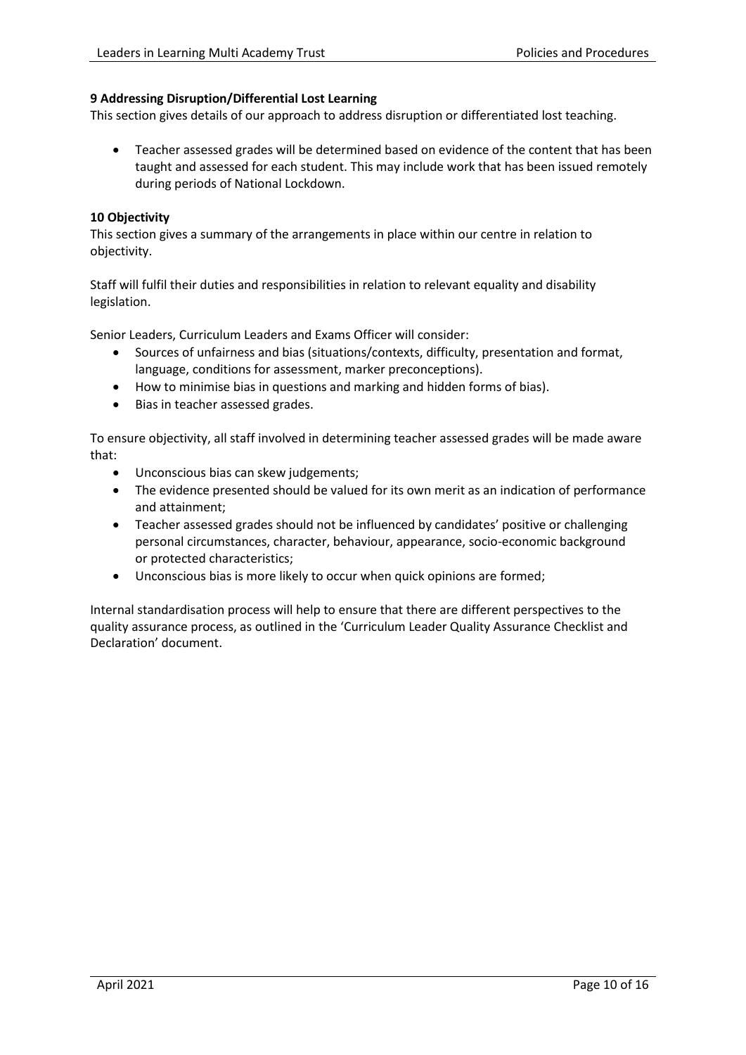**9 Addressing Disruption/Differential Lost Learning**

This section gives details of our approach to address disruption or differentiated lost teaching.

- Teacher assessed grades will be determined based on evidence of the content that has been taught and assessed for each student. This may include work that has been issued remotely during periods of National Lockdown.

**10 Objectivity**

This section gives a summary of the arrangements in place within our centre in relation to objectivity.

Staff will fulfil their duties and responsibilities in relation to relevant equality and disability legislation.

Senior Leaders, Curriculum Leaders and Exams Officer will consider:

- Sources of unfairness and bias (situations/contexts, difficulty, presentation and format, language, conditions for assessment, marker preconceptions).
- How to minimise bias in questions and marking and hidden forms of bias).
- Bias in teacher assessed grades.

To ensure objectivity, all staff involved in determining teacher assessed grades will be made aware that:

- Unconscious bias can skew judgements;
- The evidence presented should be valued for its own merit as an indication of performance and attainment;
- Teacher assessed grades should not be influenced by candidates' positive or challenging personal circumstances, character, behaviour, appearance, socio-economic background or protected characteristics;
- Unconscious bias is more likely to occur when quick opinions are formed;

Internal standardisation process will help to ensure that there are different perspectives to the quality assurance process, as outlined in the 'Curriculum Leader Quality Assurance Checklist and Declaration' document.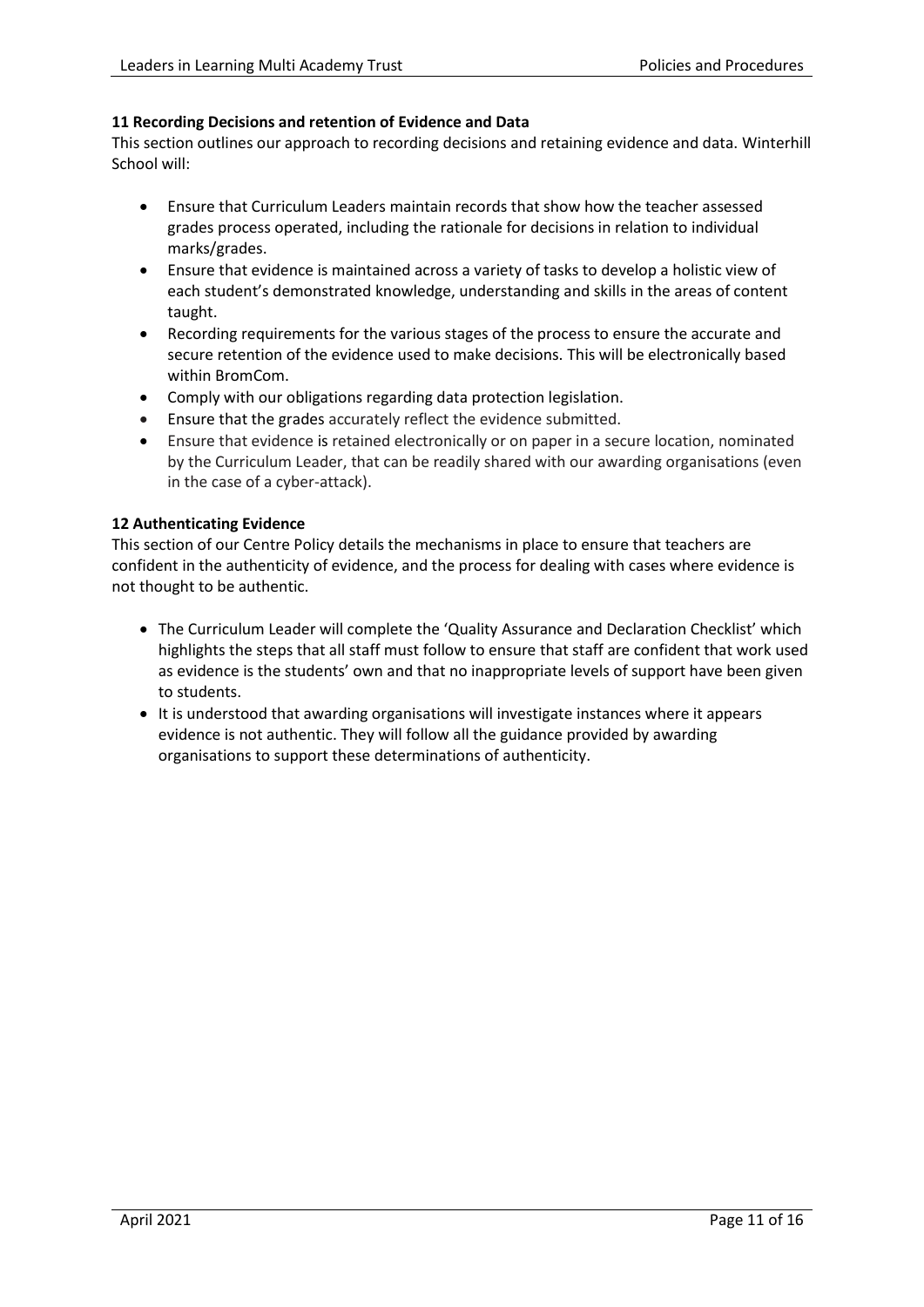**11 Recording Decisions and retention of Evidence and Data**

This section outlines our approach to recording decisions and retaining evidence and data. Winterhill School will:

- Ensure that Curriculum Leaders maintain records that show how the teacher assessed grades process operated, including the rationale for decisions in relation to individual marks/grades.
- Ensure that evidence is maintained across a variety of tasks to develop a holistic view of each student's demonstrated knowledge, understanding and skills in the areas of content taught.
- Recording requirements for the various stages of the process to ensure the accurate and secure retention of the evidence used to make decisions. This will be electronically based within BromCom.
- Comply with our obligations regarding data protection legislation.
- Ensure that the grades accurately reflect the evidence submitted.
- Ensure that evidence is retained electronically or on paper in a secure location, nominated by the Curriculum Leader, that can be readily shared with our awarding organisations (even in the case of a cyber-attack).

**12 Authenticating Evidence**

This section of our Centre Policy details the mechanisms in place to ensure that teachers are confident in the authenticity of evidence, and the process for dealing with cases where evidence is not thought to be authentic.

- The Curriculum Leader will complete the 'Quality Assurance and Declaration Checklist' which highlights the steps that all staff must follow to ensure that staff are confident that work used as evidence is the students' own and that no inappropriate levels of support have been given to students.
- It is understood that awarding organisations will investigate instances where it appears evidence is not authentic. They will follow all the guidance provided by awarding organisations to support these determinations of authenticity.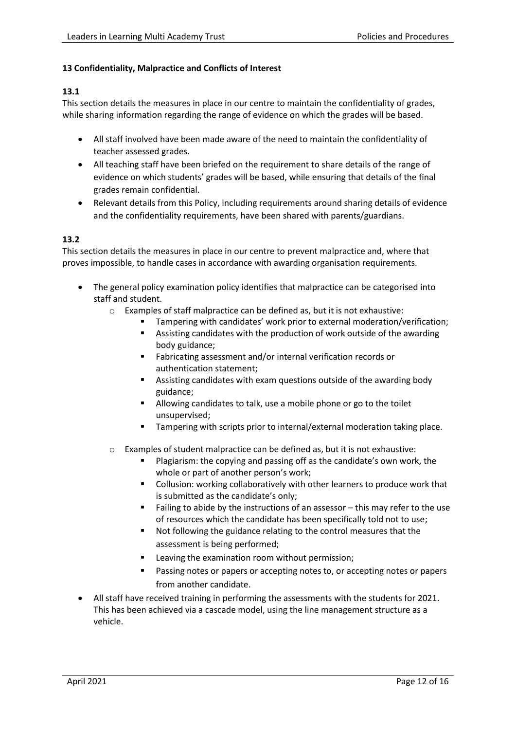**13 Confidentiality, Malpractice and Conflicts of Interest**

**13.1**

This section details the measures in place in our centre to maintain the confidentiality of grades, while sharing information regarding the range of evidence on which the grades will be based.

- All staff involved have been made aware of the need to maintain the confidentiality of teacher assessed grades.
- All teaching staff have been briefed on the requirement to share details of the range of evidence on which students' grades will be based, while ensuring that details of the final grades remain confidential.
- Relevant details from this Policy, including requirements around sharing details of evidence and the confidentiality requirements, have been shared with parents/guardians.

**13.2**

This section details the measures in place in our centre to prevent malpractice and, where that proves impossible, to handle cases in accordance with awarding organisation requirements.

- The general policy examination policy identifies that malpractice can be categorised into staff and student.
    - Examples of staff malpractice can be defined as, but it is not exhaustive:
        - Tampering with candidates' work prior to external moderation/verification;
        - Assisting candidates with the production of work outside of the awarding body guidance;
        - Fabricating assessment and/or internal verification records or authentication statement;
        - Assisting candidates with exam questions outside of the awarding body guidance;
        - Allowing candidates to talk, use a mobile phone or go to the toilet unsupervised;
        - Tampering with scripts prior to internal/external moderation taking place.
    - Examples of student malpractice can be defined as, but it is not exhaustive:
        - Plagiarism: the copying and passing off as the candidate's own work, the whole or part of another person's work;
        - Collusion: working collaboratively with other learners to produce work that is submitted as the candidate's only;
        - Failing to abide by the instructions of an assessor – this may refer to the use of resources which the candidate has been specifically told not to use;
        - Not following the guidance relating to the control measures that the assessment is being performed;
        - Leaving the examination room without permission;
        - Passing notes or papers or accepting notes to, or accepting notes or papers from another candidate.
- All staff have received training in performing the assessments with the students for 2021. This has been achieved via a cascade model, using the line management structure as a vehicle.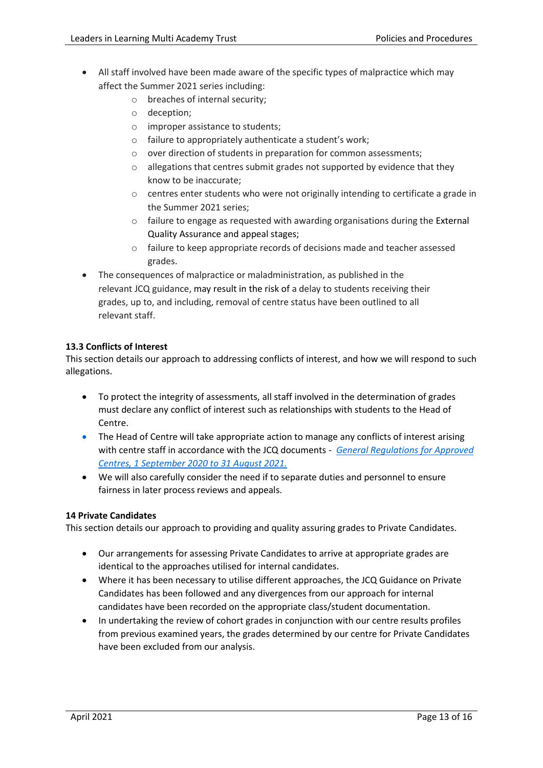- All staff involved have been made aware of the specific types of malpractice which may affect the Summer 2021 series including:
    - breaches of internal security;
    - deception;
    - improper assistance to students;
    - failure to appropriately authenticate a student's work;
    - over direction of students in preparation for common assessments;
    - allegations that centres submit grades not supported by evidence that they know to be inaccurate;
    - centres enter students who were not originally intending to certificate a grade in the Summer 2021 series;
    - failure to engage as requested with awarding organisations during the External Quality Assurance and appeal stages;
    - failure to keep appropriate records of decisions made and teacher assessed grades.
- The consequences of malpractice or maladministration, as published in the relevant JCQ guidance, may result in the risk of a delay to students receiving their grades, up to, and including, removal of centre status have been outlined to all relevant staff.

**13.3 Conflicts of Interest**

This section details our approach to addressing conflicts of interest, and how we will respond to such allegations.

- To protect the integrity of assessments, all staff involved in the determination of grades must declare any conflict of interest such as relationships with students to the Head of Centre.
- The Head of Centre will take appropriate action to manage any conflicts of interest arising with centre staff in accordance with the JCQ documents - *General Regulations for Approved Centres, 1 September 2020 to 31 August 2021.*
- We will also carefully consider the need if to separate duties and personnel to ensure fairness in later process reviews and appeals.

**14 Private Candidates**

This section details our approach to providing and quality assuring grades to Private Candidates.

- Our arrangements for assessing Private Candidates to arrive at appropriate grades are identical to the approaches utilised for internal candidates.
- Where it has been necessary to utilise different approaches, the JCQ Guidance on Private Candidates has been followed and any divergences from our approach for internal candidates have been recorded on the appropriate class/student documentation.
- In undertaking the review of cohort grades in conjunction with our centre results profiles from previous examined years, the grades determined by our centre for Private Candidates have been excluded from our analysis.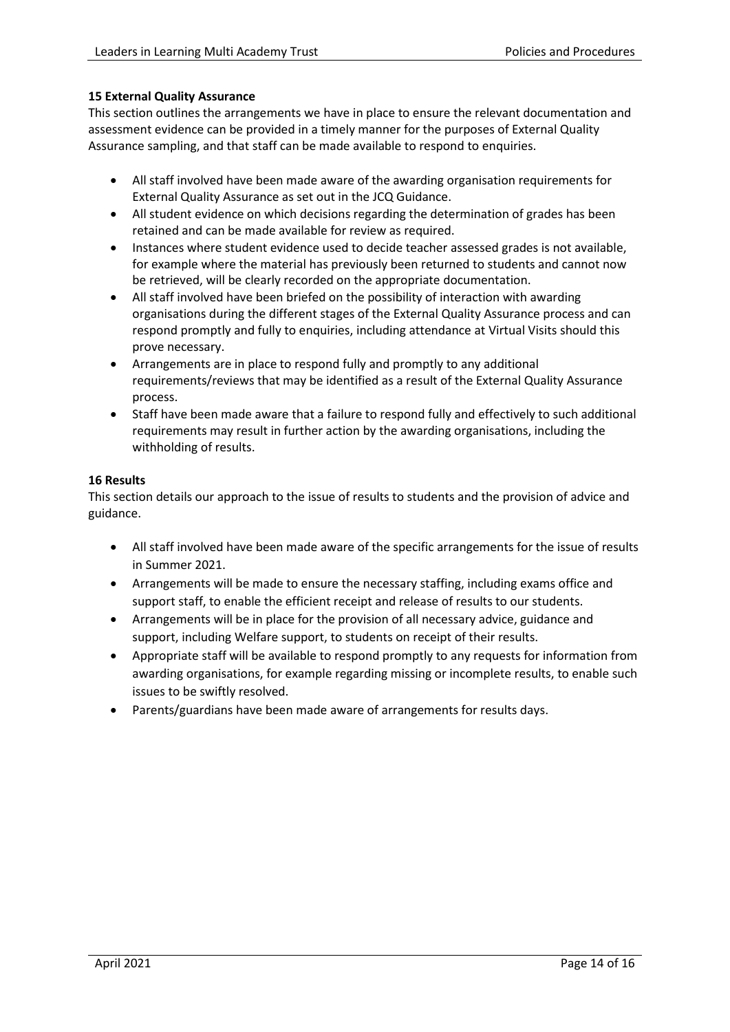**15 External Quality Assurance**

This section outlines the arrangements we have in place to ensure the relevant documentation and assessment evidence can be provided in a timely manner for the purposes of External Quality Assurance sampling, and that staff can be made available to respond to enquiries.

- All staff involved have been made aware of the awarding organisation requirements for External Quality Assurance as set out in the JCQ Guidance.
- All student evidence on which decisions regarding the determination of grades has been retained and can be made available for review as required.
- Instances where student evidence used to decide teacher assessed grades is not available, for example where the material has previously been returned to students and cannot now be retrieved, will be clearly recorded on the appropriate documentation.
- All staff involved have been briefed on the possibility of interaction with awarding organisations during the different stages of the External Quality Assurance process and can respond promptly and fully to enquiries, including attendance at Virtual Visits should this prove necessary.
- Arrangements are in place to respond fully and promptly to any additional requirements/reviews that may be identified as a result of the External Quality Assurance process.
- Staff have been made aware that a failure to respond fully and effectively to such additional requirements may result in further action by the awarding organisations, including the withholding of results.

**16 Results**

This section details our approach to the issue of results to students and the provision of advice and guidance.

- All staff involved have been made aware of the specific arrangements for the issue of results in Summer 2021.
- Arrangements will be made to ensure the necessary staffing, including exams office and support staff, to enable the efficient receipt and release of results to our students.
- Arrangements will be in place for the provision of all necessary advice, guidance and support, including Welfare support, to students on receipt of their results.
- Appropriate staff will be available to respond promptly to any requests for information from awarding organisations, for example regarding missing or incomplete results, to enable such issues to be swiftly resolved.
- Parents/guardians have been made aware of arrangements for results days.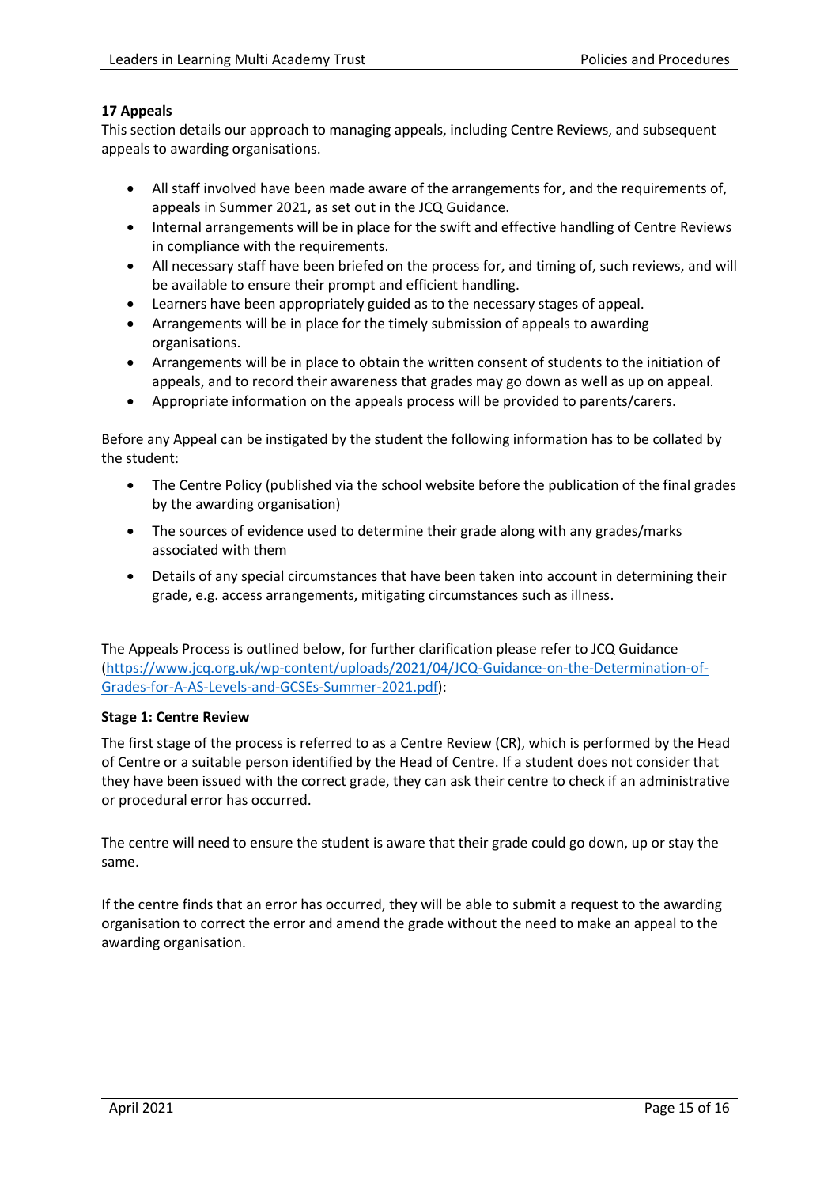## 17 Appeals

This section details our approach to managing appeals, including Centre Reviews, and subsequent appeals to awarding organisations.

- All staff involved have been made aware of the arrangements for, and the requirements of, appeals in Summer 2021, as set out in the JCQ Guidance.
- Internal arrangements will be in place for the swift and effective handling of Centre Reviews in compliance with the requirements.
- All necessary staff have been briefed on the process for, and timing of, such reviews, and will be available to ensure their prompt and efficient handling.
- Learners have been appropriately guided as to the necessary stages of appeal.
- Arrangements will be in place for the timely submission of appeals to awarding organisations.
- Arrangements will be in place to obtain the written consent of students to the initiation of appeals, and to record their awareness that grades may go down as well as up on appeal.
- Appropriate information on the appeals process will be provided to parents/carers.

Before any Appeal can be instigated by the student the following information has to be collated by the student:

- The Centre Policy (published via the school website before the publication of the final grades by the awarding organisation)
- The sources of evidence used to determine their grade along with any grades/marks associated with them
- Details of any special circumstances that have been taken into account in determining their grade, e.g. access arrangements, mitigating circumstances such as illness.

The Appeals Process is outlined below, for further clarification please refer to JCQ Guidance (https://www.jcq.org.uk/wp-content/uploads/2021/04/JCQ-Guidance-on-the-Determination-of-Grades-for-A-AS-Levels-and-GCSEs-Summer-2021.pdf):

### Stage 1: Centre Review

The first stage of the process is referred to as a Centre Review (CR), which is performed by the Head of Centre or a suitable person identified by the Head of Centre. If a student does not consider that they have been issued with the correct grade, they can ask their centre to check if an administrative or procedural error has occurred.

The centre will need to ensure the student is aware that their grade could go down, up or stay the same.

If the centre finds that an error has occurred, they will be able to submit a request to the awarding organisation to correct the error and amend the grade without the need to make an appeal to the awarding organisation.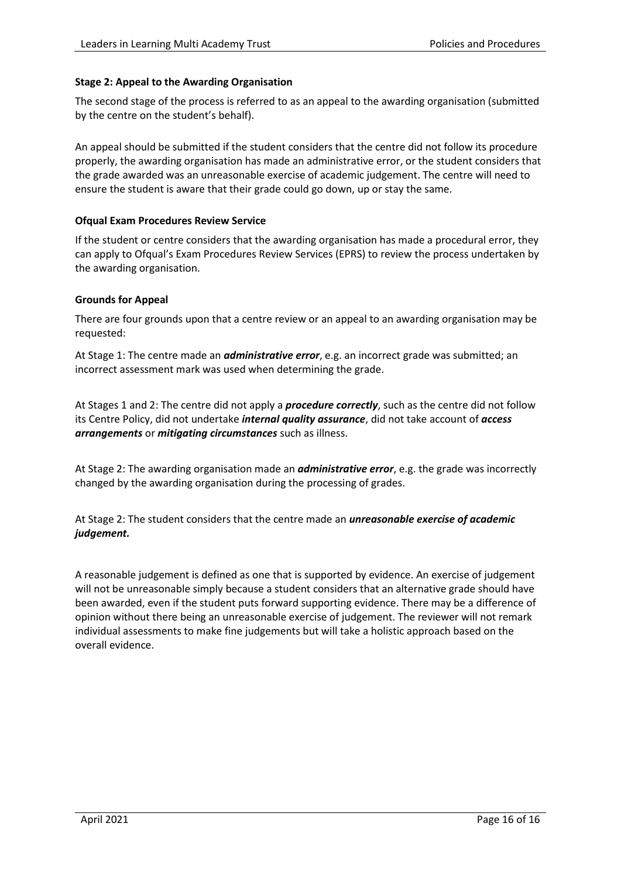### Stage 2: Appeal to the Awarding Organisation

The second stage of the process is referred to as an appeal to the awarding organisation (submitted by the centre on the student's behalf).

An appeal should be submitted if the student considers that the centre did not follow its procedure properly, the awarding organisation has made an administrative error, or the student considers that the grade awarded was an unreasonable exercise of academic judgement. The centre will need to ensure the student is aware that their grade could go down, up or stay the same.

### Ofqual Exam Procedures Review Service

If the student or centre considers that the awarding organisation has made a procedural error, they can apply to Ofqual's Exam Procedures Review Services (EPRS) to review the process undertaken by the awarding organisation.

### Grounds for Appeal

There are four grounds upon that a centre review or an appeal to an awarding organisation may be requested:

At Stage 1: The centre made an ***administrative error***, e.g. an incorrect grade was submitted; an incorrect assessment mark was used when determining the grade.

At Stages 1 and 2: The centre did not apply a ***procedure correctly***, such as the centre did not follow its Centre Policy, did not undertake ***internal quality assurance***, did not take account of ***access arrangements*** or ***mitigating circumstances*** such as illness.

At Stage 2: The awarding organisation made an ***administrative error***, e.g. the grade was incorrectly changed by the awarding organisation during the processing of grades.

At Stage 2: The student considers that the centre made an ***unreasonable exercise of academic judgement.***

A reasonable judgement is defined as one that is supported by evidence. An exercise of judgement will not be unreasonable simply because a student considers that an alternative grade should have been awarded, even if the student puts forward supporting evidence. There may be a difference of opinion without there being an unreasonable exercise of judgement. The reviewer will not remark individual assessments to make fine judgements but will take a holistic approach based on the overall evidence.